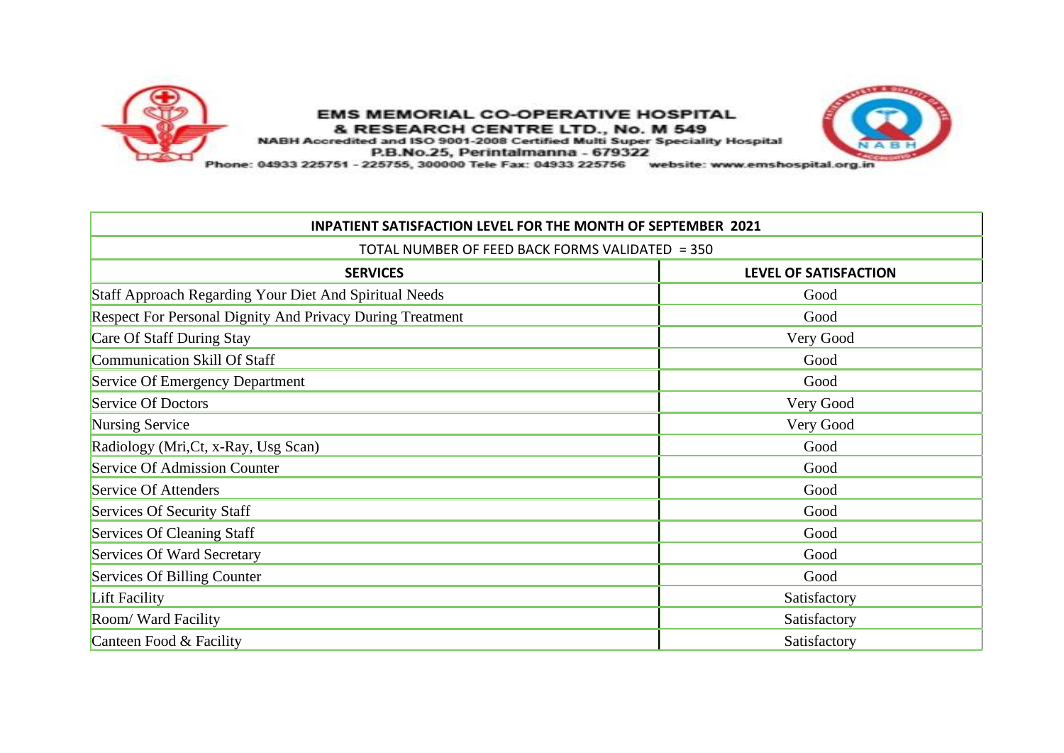**EMS MEMORIAL CO-OPERATIVE HOSPITAL**
**& RESEARCH CENTRE LTD., No. M 549**
NABH Accredited and ISO 9001-2008 Certified Multi Super Speciality Hospital
P.B.No.25, Perintalmanna - 679322
Phone: 04933 225751 - 225755, 300000 Tele Fax: 04933 225756 website: www.emshospital.org.in

## INPATIENT SATISFACTION LEVEL FOR THE MONTH OF SEPTEMBER 2021

TOTAL NUMBER OF FEED BACK FORMS VALIDATED = 350

| SERVICES | LEVEL OF SATISFACTION |
|---|---|
| Staff Approach Regarding Your Diet And Spiritual Needs | Good |
| Respect For Personal Dignity And Privacy During Treatment | Good |
| Care Of Staff During Stay | Very Good |
| Communication Skill Of Staff | Good |
| Service Of Emergency Department | Good |
| Service Of Doctors | Very Good |
| Nursing Service | Very Good |
| Radiology (Mri,Ct, x-Ray, Usg Scan) | Good |
| Service Of Admission Counter | Good |
| Service Of Attenders | Good |
| Services Of Security Staff | Good |
| Services Of Cleaning Staff | Good |
| Services Of Ward Secretary | Good |
| Services Of Billing Counter | Good |
| Lift Facility | Satisfactory |
| Room/ Ward Facility | Satisfactory |
| Canteen Food & Facility | Satisfactory |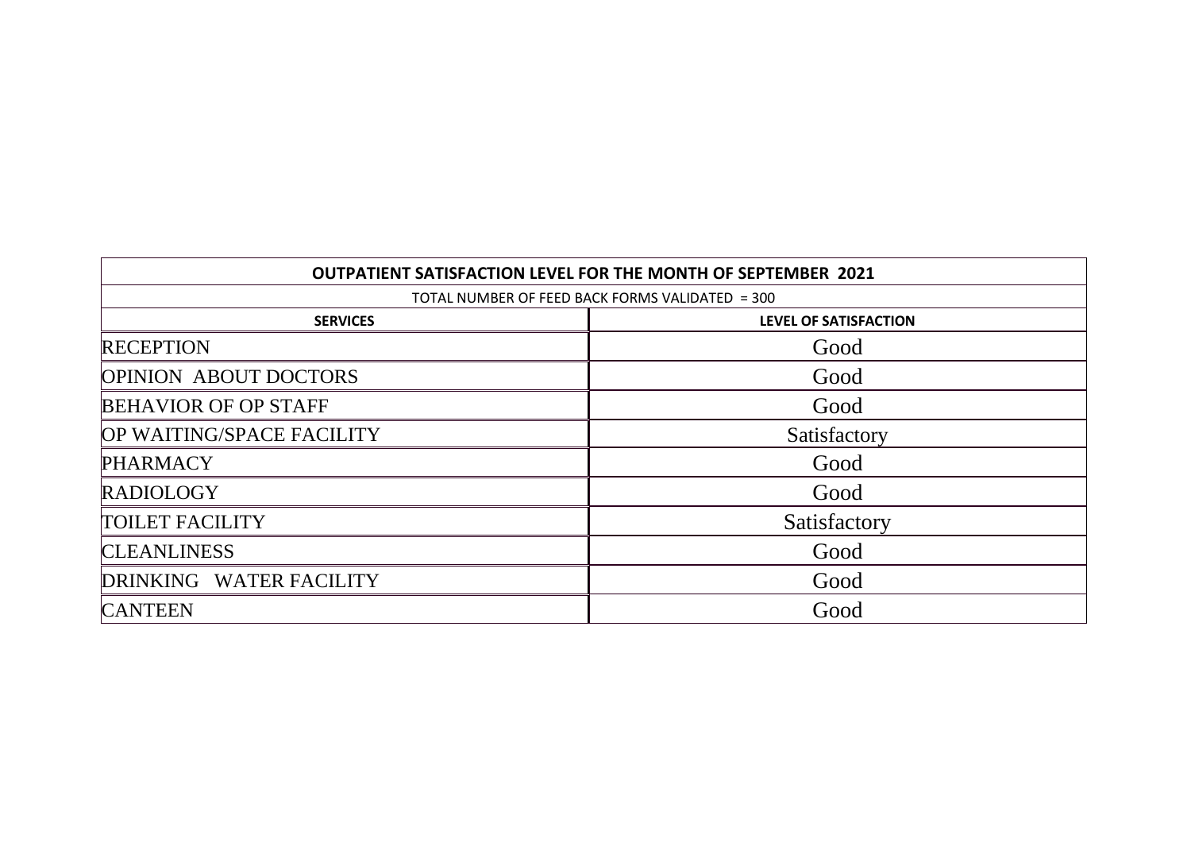| OUTPATIENT SATISFACTION LEVEL FOR THE MONTH OF SEPTEMBER 2021 | |
|---|---|
| TOTAL NUMBER OF FEED BACK FORMS VALIDATED = 300 | |
| **SERVICES** | **LEVEL OF SATISFACTION** |
| RECEPTION | Good |
| OPINION ABOUT DOCTORS | Good |
| BEHAVIOR OF OP STAFF | Good |
| OP WAITING/SPACE FACILITY | Satisfactory |
| PHARMACY | Good |
| RADIOLOGY | Good |
| TOILET FACILITY | Satisfactory |
| CLEANLINESS | Good |
| DRINKING WATER FACILITY | Good |
| CANTEEN | Good |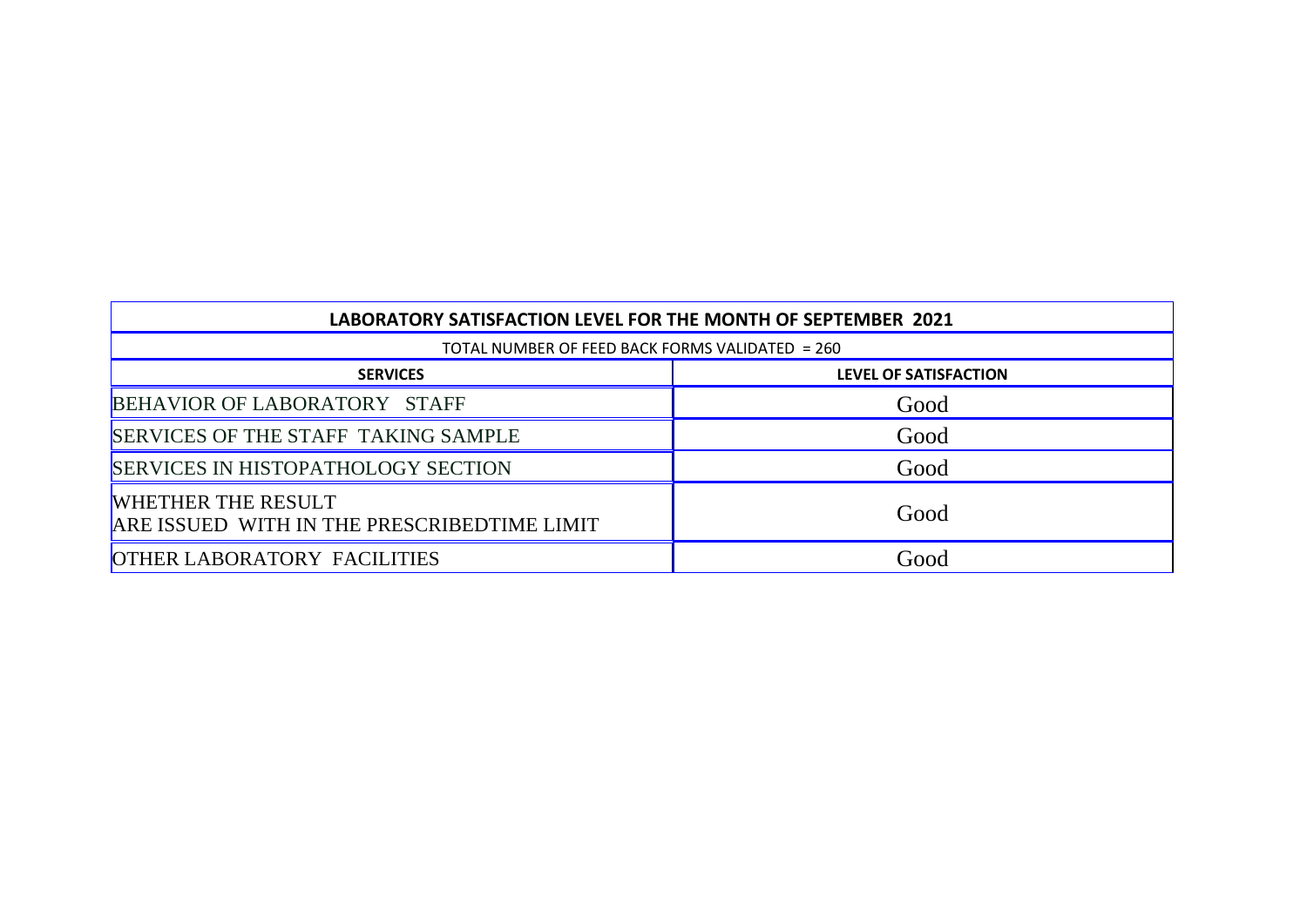| LABORATORY SATISFACTION LEVEL FOR THE MONTH OF SEPTEMBER 2021 | |
| --- | --- |
| TOTAL NUMBER OF FEED BACK FORMS VALIDATED = 260 | |
| **SERVICES** | **LEVEL OF SATISFACTION** |
| BEHAVIOR OF LABORATORY STAFF | Good |
| SERVICES OF THE STAFF TAKING SAMPLE | Good |
| SERVICES IN HISTOPATHOLOGY SECTION | Good |
| WHETHER THE RESULT ARE ISSUED WITH IN THE PRESCRIBEDTIME LIMIT | Good |
| OTHER LABORATORY FACILITIES | Good |